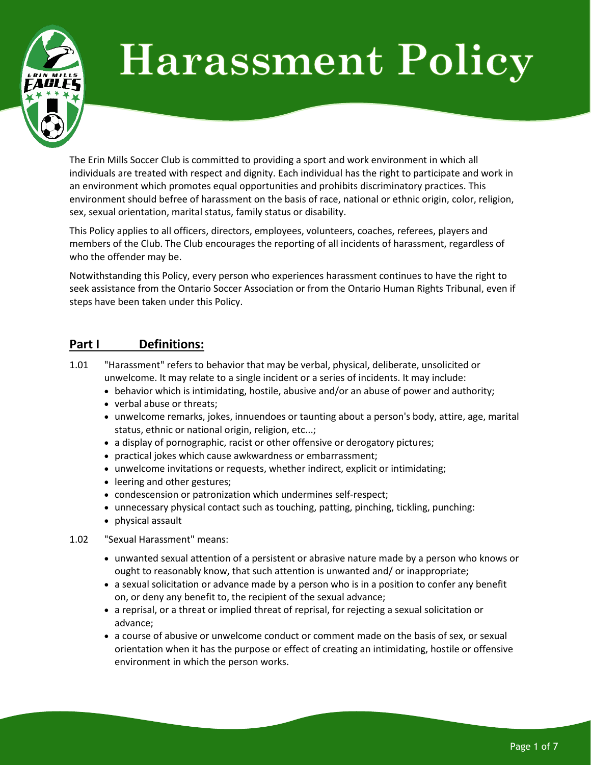# Harassment Policy

The Erin Mills Soccer Club is committed to providing a sport and work environment in which all individuals are treated with respect and dignity. Each individual has the right to participate and work in an environment which promotes equal opportunities and prohibits discriminatory practices. This environment should befree of harassment on the basis of race, national or ethnic origin, color, religion, sex, sexual orientation, marital status, family status or disability.

This Policy applies to all officers, directors, employees, volunteers, coaches, referees, players and members of the Club. The Club encourages the reporting of all incidents of harassment, regardless of who the offender may be.

Notwithstanding this Policy, every person who experiences harassment continues to have the right to seek assistance from the Ontario Soccer Association or from the Ontario Human Rights Tribunal, even if steps have been taken under this Policy.

## Part I Definitions:

1.01 "Harassment" refers to behavior that may be verbal, physical, deliberate, unsolicited or unwelcome. It may relate to a single incident or a series of incidents. It may include:

- behavior which is intimidating, hostile, abusive and/or an abuse of power and authority;
- verbal abuse or threats;
- unwelcome remarks, jokes, innuendoes or taunting about a person's body, attire, age, marital status, ethnic or national origin, religion, etc...;
- a display of pornographic, racist or other offensive or derogatory pictures;
- practical jokes which cause awkwardness or embarrassment;
- unwelcome invitations or requests, whether indirect, explicit or intimidating;
- leering and other gestures;
- condescension or patronization which undermines self-respect;
- unnecessary physical contact such as touching, patting, pinching, tickling, punching:
- physical assault

1.02 "Sexual Harassment" means:

- unwanted sexual attention of a persistent or abrasive nature made by a person who knows or ought to reasonably know, that such attention is unwanted and/ or inappropriate;
- a sexual solicitation or advance made by a person who is in a position to confer any benefit on, or deny any benefit to, the recipient of the sexual advance;
- a reprisal, or a threat or implied threat of reprisal, for rejecting a sexual solicitation or advance;
- a course of abusive or unwelcome conduct or comment made on the basis of sex, or sexual orientation when it has the purpose or effect of creating an intimidating, hostile or offensive environment in which the person works.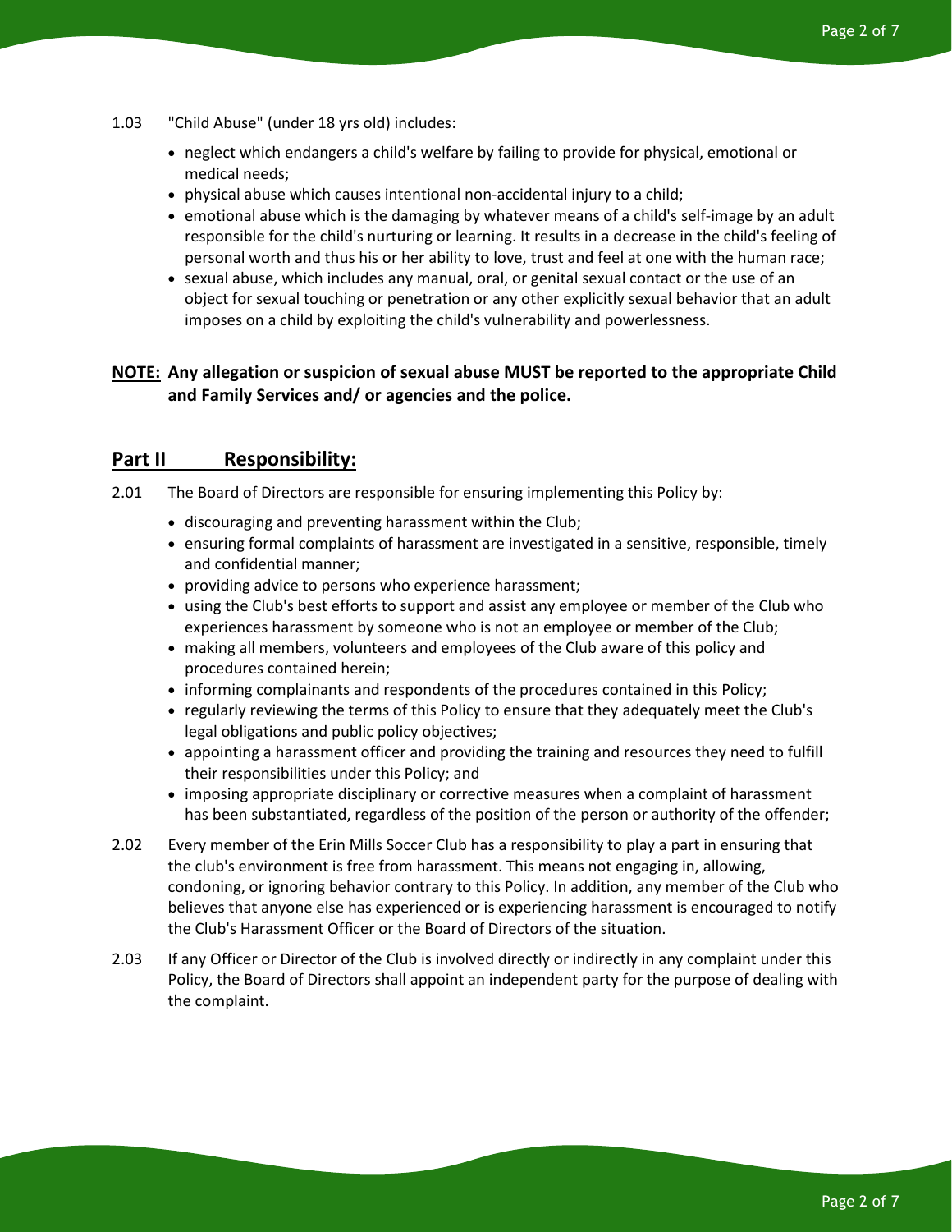1.03 "Child Abuse" (under 18 yrs old) includes:

- neglect which endangers a child's welfare by failing to provide for physical, emotional or medical needs;
- physical abuse which causes intentional non-accidental injury to a child;
- emotional abuse which is the damaging by whatever means of a child's self-image by an adult responsible for the child's nurturing or learning. It results in a decrease in the child's feeling of personal worth and thus his or her ability to love, trust and feel at one with the human race;
- sexual abuse, which includes any manual, oral, or genital sexual contact or the use of an object for sexual touching or penetration or any other explicitly sexual behavior that an adult imposes on a child by exploiting the child's vulnerability and powerlessness.

**<u>NOTE:</u> Any allegation or suspicion of sexual abuse MUST be reported to the appropriate Child and Family Services and/ or agencies and the police.**

## <u>Part II Responsibility:</u>

2.01 The Board of Directors are responsible for ensuring implementing this Policy by:

- discouraging and preventing harassment within the Club;
- ensuring formal complaints of harassment are investigated in a sensitive, responsible, timely and confidential manner;
- providing advice to persons who experience harassment;
- using the Club's best efforts to support and assist any employee or member of the Club who experiences harassment by someone who is not an employee or member of the Club;
- making all members, volunteers and employees of the Club aware of this policy and procedures contained herein;
- informing complainants and respondents of the procedures contained in this Policy;
- regularly reviewing the terms of this Policy to ensure that they adequately meet the Club's legal obligations and public policy objectives;
- appointing a harassment officer and providing the training and resources they need to fulfill their responsibilities under this Policy; and
- imposing appropriate disciplinary or corrective measures when a complaint of harassment has been substantiated, regardless of the position of the person or authority of the offender;

2.02 Every member of the Erin Mills Soccer Club has a responsibility to play a part in ensuring that the club's environment is free from harassment. This means not engaging in, allowing, condoning, or ignoring behavior contrary to this Policy. In addition, any member of the Club who believes that anyone else has experienced or is experiencing harassment is encouraged to notify the Club's Harassment Officer or the Board of Directors of the situation.

2.03 If any Officer or Director of the Club is involved directly or indirectly in any complaint under this Policy, the Board of Directors shall appoint an independent party for the purpose of dealing with the complaint.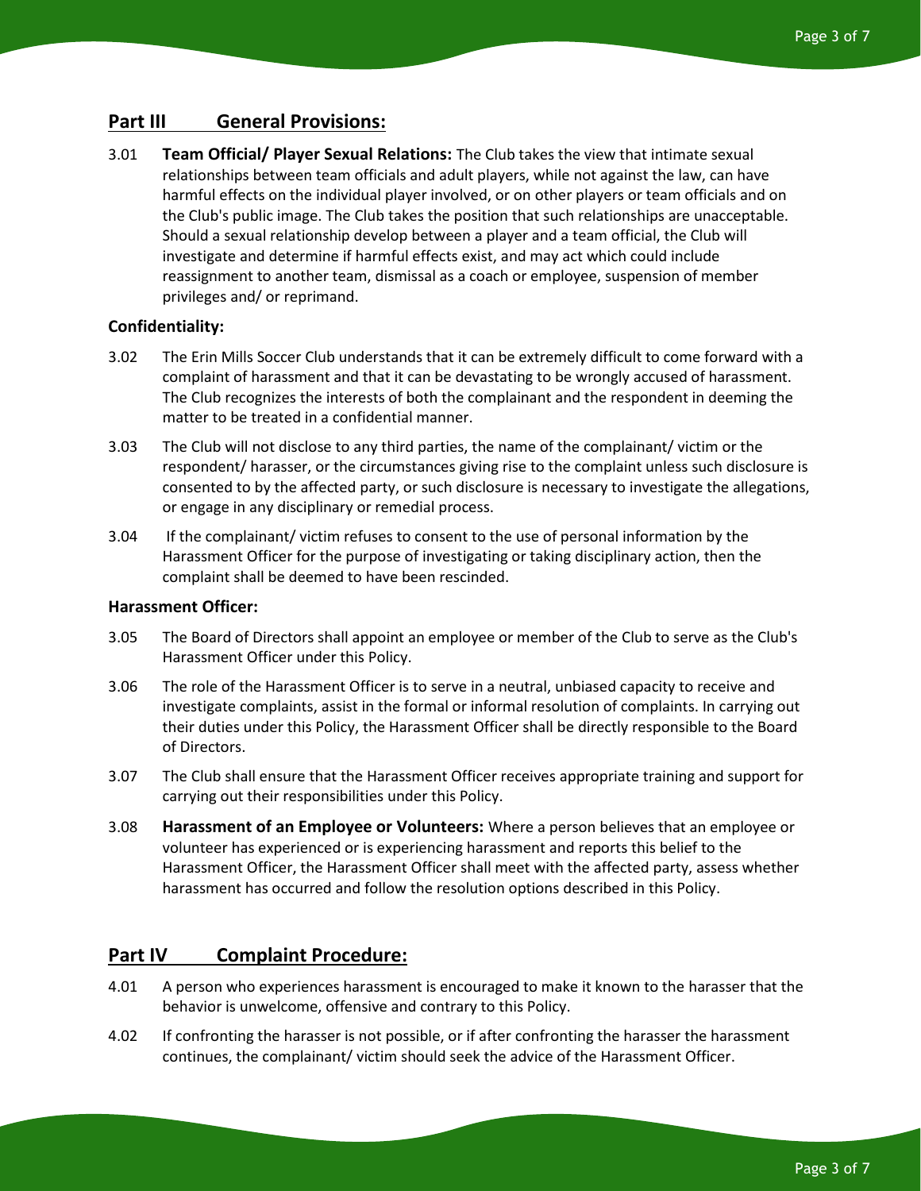## Part III General Provisions:

3.01 **Team Official/ Player Sexual Relations:** The Club takes the view that intimate sexual relationships between team officials and adult players, while not against the law, can have harmful effects on the individual player involved, or on other players or team officials and on the Club's public image. The Club takes the position that such relationships are unacceptable. Should a sexual relationship develop between a player and a team official, the Club will investigate and determine if harmful effects exist, and may act which could include reassignment to another team, dismissal as a coach or employee, suspension of member privileges and/ or reprimand.

### Confidentiality:

3.02 The Erin Mills Soccer Club understands that it can be extremely difficult to come forward with a complaint of harassment and that it can be devastating to be wrongly accused of harassment. The Club recognizes the interests of both the complainant and the respondent in deeming the matter to be treated in a confidential manner.

3.03 The Club will not disclose to any third parties, the name of the complainant/ victim or the respondent/ harasser, or the circumstances giving rise to the complaint unless such disclosure is consented to by the affected party, or such disclosure is necessary to investigate the allegations, or engage in any disciplinary or remedial process.

3.04 If the complainant/ victim refuses to consent to the use of personal information by the Harassment Officer for the purpose of investigating or taking disciplinary action, then the complaint shall be deemed to have been rescinded.

### Harassment Officer:

3.05 The Board of Directors shall appoint an employee or member of the Club to serve as the Club's Harassment Officer under this Policy.

3.06 The role of the Harassment Officer is to serve in a neutral, unbiased capacity to receive and investigate complaints, assist in the formal or informal resolution of complaints. In carrying out their duties under this Policy, the Harassment Officer shall be directly responsible to the Board of Directors.

3.07 The Club shall ensure that the Harassment Officer receives appropriate training and support for carrying out their responsibilities under this Policy.

3.08 **Harassment of an Employee or Volunteers:** Where a person believes that an employee or volunteer has experienced or is experiencing harassment and reports this belief to the Harassment Officer, the Harassment Officer shall meet with the affected party, assess whether harassment has occurred and follow the resolution options described in this Policy.

## Part IV Complaint Procedure:

4.01 A person who experiences harassment is encouraged to make it known to the harasser that the behavior is unwelcome, offensive and contrary to this Policy.

4.02 If confronting the harasser is not possible, or if after confronting the harasser the harassment continues, the complainant/ victim should seek the advice of the Harassment Officer.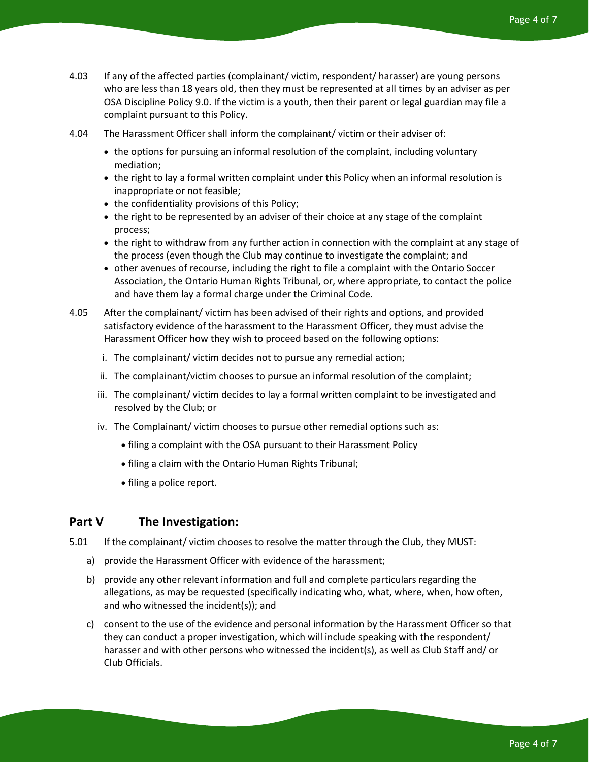4.03 If any of the affected parties (complainant/ victim, respondent/ harasser) are young persons who are less than 18 years old, then they must be represented at all times by an adviser as per OSA Discipline Policy 9.0. If the victim is a youth, then their parent or legal guardian may file a complaint pursuant to this Policy.

4.04 The Harassment Officer shall inform the complainant/ victim or their adviser of:

- the options for pursuing an informal resolution of the complaint, including voluntary mediation;
- the right to lay a formal written complaint under this Policy when an informal resolution is inappropriate or not feasible;
- the confidentiality provisions of this Policy;
- the right to be represented by an adviser of their choice at any stage of the complaint process;
- the right to withdraw from any further action in connection with the complaint at any stage of the process (even though the Club may continue to investigate the complaint; and
- other avenues of recourse, including the right to file a complaint with the Ontario Soccer Association, the Ontario Human Rights Tribunal, or, where appropriate, to contact the police and have them lay a formal charge under the Criminal Code.

4.05 After the complainant/ victim has been advised of their rights and options, and provided satisfactory evidence of the harassment to the Harassment Officer, they must advise the Harassment Officer how they wish to proceed based on the following options:

i. The complainant/ victim decides not to pursue any remedial action;

ii. The complainant/victim chooses to pursue an informal resolution of the complaint;

iii. The complainant/ victim decides to lay a formal written complaint to be investigated and resolved by the Club; or

iv. The Complainant/ victim chooses to pursue other remedial options such as:

- filing a complaint with the OSA pursuant to their Harassment Policy
- filing a claim with the Ontario Human Rights Tribunal;
- filing a police report.

## Part V The Investigation:

5.01 If the complainant/ victim chooses to resolve the matter through the Club, they MUST:

a) provide the Harassment Officer with evidence of the harassment;

b) provide any other relevant information and full and complete particulars regarding the allegations, as may be requested (specifically indicating who, what, where, when, how often, and who witnessed the incident(s)); and

c) consent to the use of the evidence and personal information by the Harassment Officer so that they can conduct a proper investigation, which will include speaking with the respondent/ harasser and with other persons who witnessed the incident(s), as well as Club Staff and/ or Club Officials.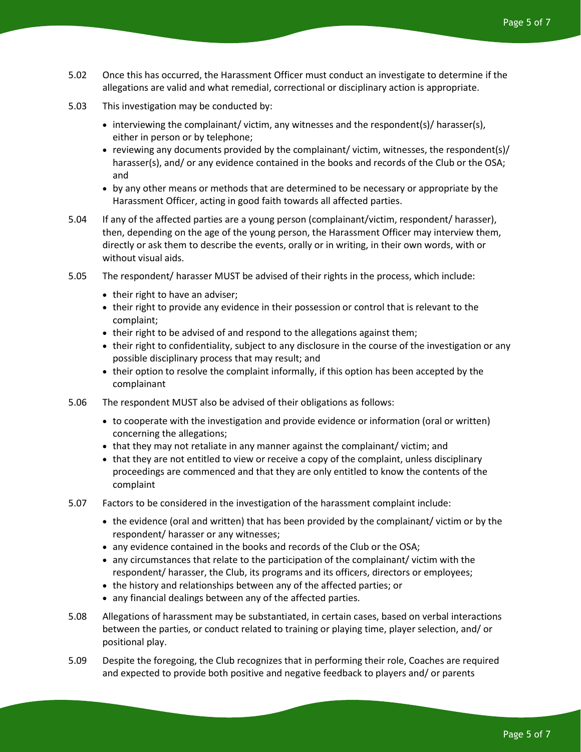5.02 Once this has occurred, the Harassment Officer must conduct an investigate to determine if the allegations are valid and what remedial, correctional or disciplinary action is appropriate.

5.03 This investigation may be conducted by:

- interviewing the complainant/ victim, any witnesses and the respondent(s)/ harasser(s), either in person or by telephone;
- reviewing any documents provided by the complainant/ victim, witnesses, the respondent(s)/ harasser(s), and/ or any evidence contained in the books and records of the Club or the OSA; and
- by any other means or methods that are determined to be necessary or appropriate by the Harassment Officer, acting in good faith towards all affected parties.

5.04 If any of the affected parties are a young person (complainant/victim, respondent/ harasser), then, depending on the age of the young person, the Harassment Officer may interview them, directly or ask them to describe the events, orally or in writing, in their own words, with or without visual aids.

5.05 The respondent/ harasser MUST be advised of their rights in the process, which include:

- their right to have an adviser;
- their right to provide any evidence in their possession or control that is relevant to the complaint;
- their right to be advised of and respond to the allegations against them;
- their right to confidentiality, subject to any disclosure in the course of the investigation or any possible disciplinary process that may result; and
- their option to resolve the complaint informally, if this option has been accepted by the complainant

5.06 The respondent MUST also be advised of their obligations as follows:

- to cooperate with the investigation and provide evidence or information (oral or written) concerning the allegations;
- that they may not retaliate in any manner against the complainant/ victim; and
- that they are not entitled to view or receive a copy of the complaint, unless disciplinary proceedings are commenced and that they are only entitled to know the contents of the complaint

5.07 Factors to be considered in the investigation of the harassment complaint include:

- the evidence (oral and written) that has been provided by the complainant/ victim or by the respondent/ harasser or any witnesses;
- any evidence contained in the books and records of the Club or the OSA;
- any circumstances that relate to the participation of the complainant/ victim with the respondent/ harasser, the Club, its programs and its officers, directors or employees;
- the history and relationships between any of the affected parties; or
- any financial dealings between any of the affected parties.

5.08 Allegations of harassment may be substantiated, in certain cases, based on verbal interactions between the parties, or conduct related to training or playing time, player selection, and/ or positional play.

5.09 Despite the foregoing, the Club recognizes that in performing their role, Coaches are required and expected to provide both positive and negative feedback to players and/ or parents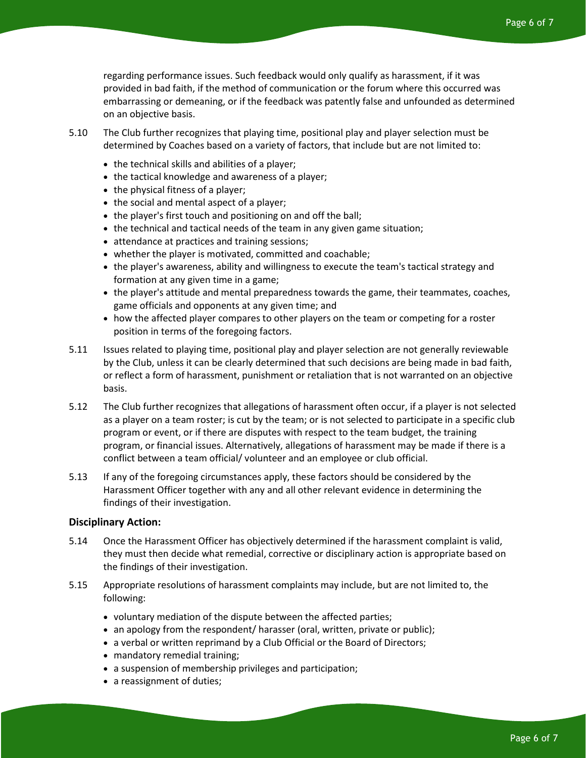regarding performance issues. Such feedback would only qualify as harassment, if it was provided in bad faith, if the method of communication or the forum where this occurred was embarrassing or demeaning, or if the feedback was patently false and unfounded as determined on an objective basis.

5.10 The Club further recognizes that playing time, positional play and player selection must be determined by Coaches based on a variety of factors, that include but are not limited to:

- the technical skills and abilities of a player;
- the tactical knowledge and awareness of a player;
- the physical fitness of a player;
- the social and mental aspect of a player;
- the player's first touch and positioning on and off the ball;
- the technical and tactical needs of the team in any given game situation;
- attendance at practices and training sessions;
- whether the player is motivated, committed and coachable;
- the player's awareness, ability and willingness to execute the team's tactical strategy and formation at any given time in a game;
- the player's attitude and mental preparedness towards the game, their teammates, coaches, game officials and opponents at any given time; and
- how the affected player compares to other players on the team or competing for a roster position in terms of the foregoing factors.

5.11 Issues related to playing time, positional play and player selection are not generally reviewable by the Club, unless it can be clearly determined that such decisions are being made in bad faith, or reflect a form of harassment, punishment or retaliation that is not warranted on an objective basis.

5.12 The Club further recognizes that allegations of harassment often occur, if a player is not selected as a player on a team roster; is cut by the team; or is not selected to participate in a specific club program or event, or if there are disputes with respect to the team budget, the training program, or financial issues. Alternatively, allegations of harassment may be made if there is a conflict between a team official/ volunteer and an employee or club official.

5.13 If any of the foregoing circumstances apply, these factors should be considered by the Harassment Officer together with any and all other relevant evidence in determining the findings of their investigation.

**Disciplinary Action:**

5.14 Once the Harassment Officer has objectively determined if the harassment complaint is valid, they must then decide what remedial, corrective or disciplinary action is appropriate based on the findings of their investigation.

5.15 Appropriate resolutions of harassment complaints may include, but are not limited to, the following:

- voluntary mediation of the dispute between the affected parties;
- an apology from the respondent/ harasser (oral, written, private or public);
- a verbal or written reprimand by a Club Official or the Board of Directors;
- mandatory remedial training;
- a suspension of membership privileges and participation;
- a reassignment of duties;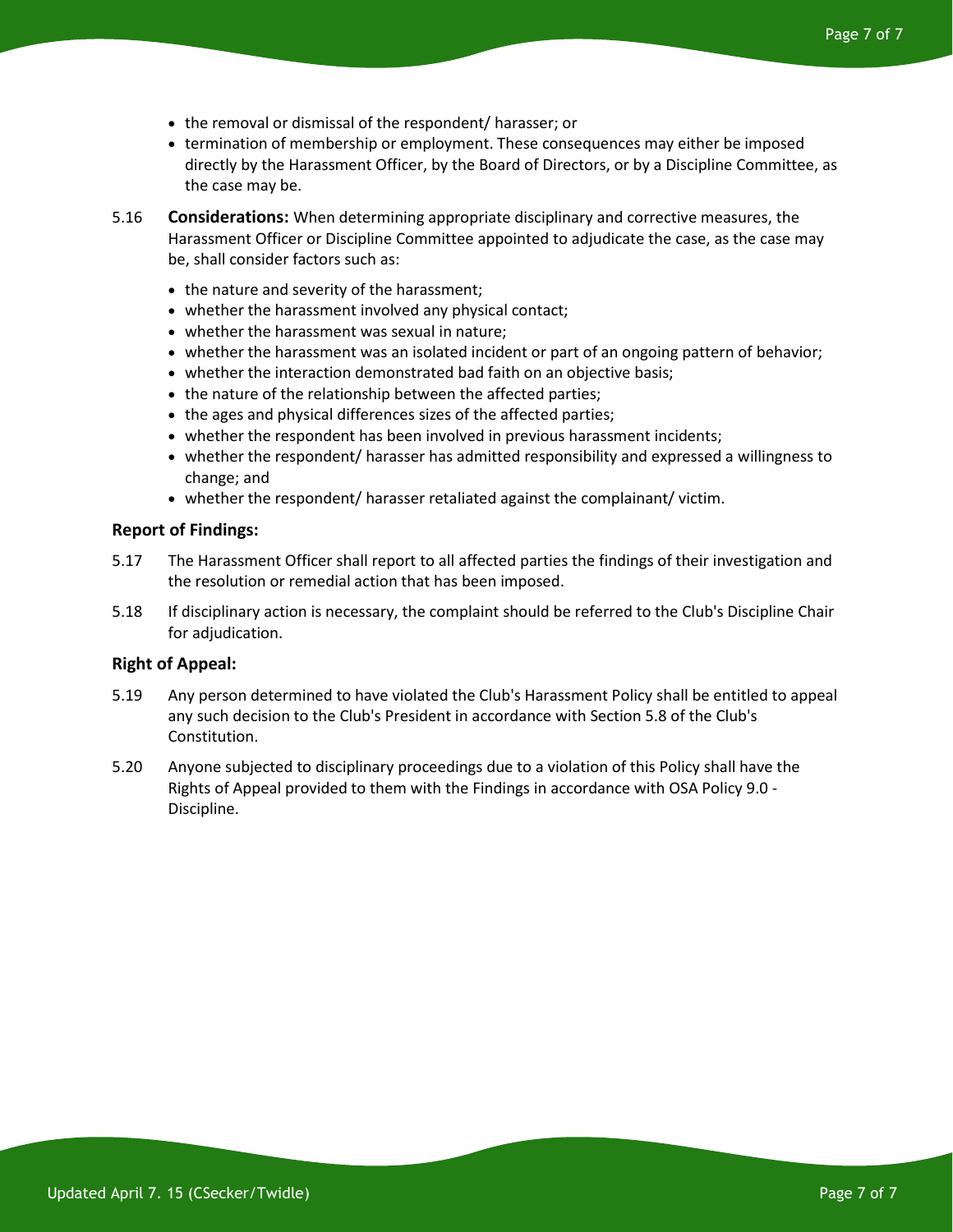- the removal or dismissal of the respondent/ harasser; or
- termination of membership or employment. These consequences may either be imposed directly by the Harassment Officer, by the Board of Directors, or by a Discipline Committee, as the case may be.

5.16 **Considerations:** When determining appropriate disciplinary and corrective measures, the Harassment Officer or Discipline Committee appointed to adjudicate the case, as the case may be, shall consider factors such as:

- the nature and severity of the harassment;
- whether the harassment involved any physical contact;
- whether the harassment was sexual in nature;
- whether the harassment was an isolated incident or part of an ongoing pattern of behavior;
- whether the interaction demonstrated bad faith on an objective basis;
- the nature of the relationship between the affected parties;
- the ages and physical differences sizes of the affected parties;
- whether the respondent has been involved in previous harassment incidents;
- whether the respondent/ harasser has admitted responsibility and expressed a willingness to change; and
- whether the respondent/ harasser retaliated against the complainant/ victim.

### Report of Findings:

5.17 The Harassment Officer shall report to all affected parties the findings of their investigation and the resolution or remedial action that has been imposed.

5.18 If disciplinary action is necessary, the complaint should be referred to the Club's Discipline Chair for adjudication.

### Right of Appeal:

5.19 Any person determined to have violated the Club's Harassment Policy shall be entitled to appeal any such decision to the Club's President in accordance with Section 5.8 of the Club's Constitution.

5.20 Anyone subjected to disciplinary proceedings due to a violation of this Policy shall have the Rights of Appeal provided to them with the Findings in accordance with OSA Policy 9.0 - Discipline.

Updated April 7. 15 (CSecker/Twidle)